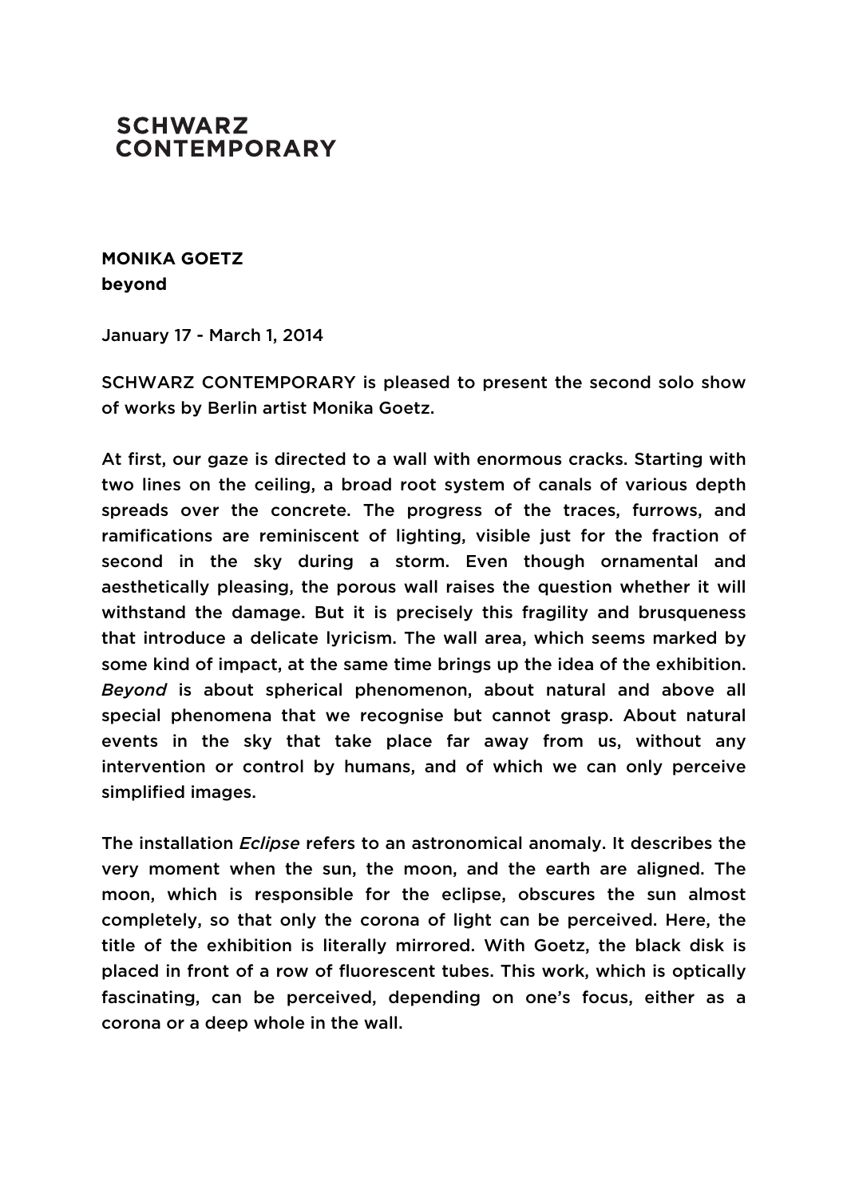**SCHWARZ CONTEMPORARY**

**MONIKA GOETZ**
**beyond**

January 17 - March 1, 2014

SCHWARZ CONTEMPORARY is pleased to present the second solo show of works by Berlin artist Monika Goetz.

At first, our gaze is directed to a wall with enormous cracks. Starting with two lines on the ceiling, a broad root system of canals of various depth spreads over the concrete. The progress of the traces, furrows, and ramifications are reminiscent of lighting, visible just for the fraction of second in the sky during a storm. Even though ornamental and aesthetically pleasing, the porous wall raises the question whether it will withstand the damage. But it is precisely this fragility and brusqueness that introduce a delicate lyricism. The wall area, which seems marked by some kind of impact, at the same time brings up the idea of the exhibition. *Beyond* is about spherical phenomenon, about natural and above all special phenomena that we recognise but cannot grasp. About natural events in the sky that take place far away from us, without any intervention or control by humans, and of which we can only perceive simplified images.

The installation *Eclipse* refers to an astronomical anomaly. It describes the very moment when the sun, the moon, and the earth are aligned. The moon, which is responsible for the eclipse, obscures the sun almost completely, so that only the corona of light can be perceived. Here, the title of the exhibition is literally mirrored. With Goetz, the black disk is placed in front of a row of fluorescent tubes. This work, which is optically fascinating, can be perceived, depending on one's focus, either as a corona or a deep whole in the wall.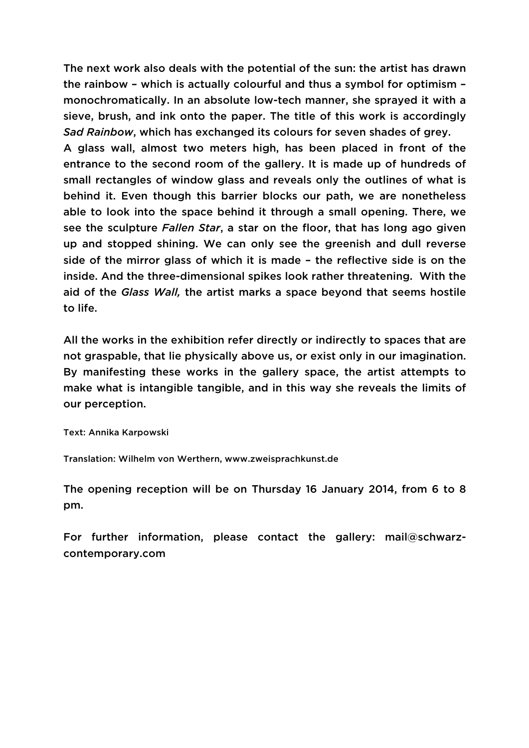The next work also deals with the potential of the sun: the artist has drawn the rainbow – which is actually colourful and thus a symbol for optimism – monochromatically. In an absolute low-tech manner, she sprayed it with a sieve, brush, and ink onto the paper. The title of this work is accordingly *Sad Rainbow*, which has exchanged its colours for seven shades of grey.
A glass wall, almost two meters high, has been placed in front of the entrance to the second room of the gallery. It is made up of hundreds of small rectangles of window glass and reveals only the outlines of what is behind it. Even though this barrier blocks our path, we are nonetheless able to look into the space behind it through a small opening. There, we see the sculpture *Fallen Star*, a star on the floor, that has long ago given up and stopped shining. We can only see the greenish and dull reverse side of the mirror glass of which it is made – the reflective side is on the inside. And the three-dimensional spikes look rather threatening. With the aid of the *Glass Wall,* the artist marks a space beyond that seems hostile to life.

All the works in the exhibition refer directly or indirectly to spaces that are not graspable, that lie physically above us, or exist only in our imagination. By manifesting these works in the gallery space, the artist attempts to make what is intangible tangible, and in this way she reveals the limits of our perception.

Text: Annika Karpowski

Translation: Wilhelm von Werthern, www.zweisprachkunst.de

The opening reception will be on Thursday 16 January 2014, from 6 to 8 pm.

For further information, please contact the gallery: mail@schwarz-contemporary.com